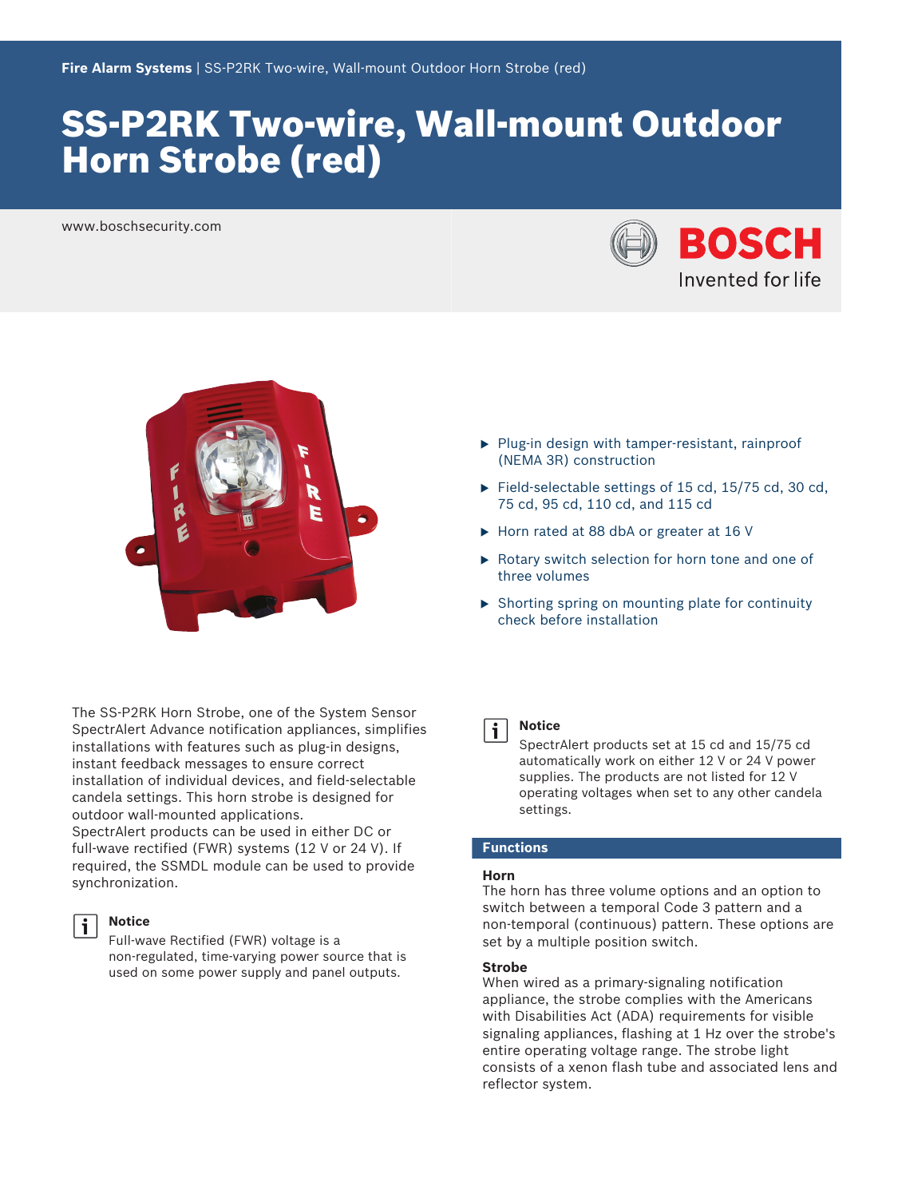Fire Alarm Systems | SS-P2RK Two-wire, Wall-mount Outdoor Horn Strobe (red)

# SS-P2RK Two-wire, Wall-mount Outdoor Horn Strobe (red)

www.boschsecurity.com

- Plug-in design with tamper-resistant, rainproof (NEMA 3R) construction
- Field-selectable settings of 15 cd, 15/75 cd, 30 cd, 75 cd, 95 cd, 110 cd, and 115 cd
- Horn rated at 88 dbA or greater at 16 V
- Rotary switch selection for horn tone and one of three volumes
- Shorting spring on mounting plate for continuity check before installation

The SS-P2RK Horn Strobe, one of the System Sensor SpectrAlert Advance notification appliances, simplifies installations with features such as plug-in designs, instant feedback messages to ensure correct installation of individual devices, and field-selectable candela settings. This horn strobe is designed for outdoor wall-mounted applications.
SpectrAlert products can be used in either DC or full-wave rectified (FWR) systems (12 V or 24 V). If required, the SSMDL module can be used to provide synchronization.

**Notice**
Full-wave Rectified (FWR) voltage is a non-regulated, time-varying power source that is used on some power supply and panel outputs.

**Notice**
SpectrAlert products set at 15 cd and 15/75 cd automatically work on either 12 V or 24 V power supplies. The products are not listed for 12 V operating voltages when set to any other candela settings.

## Functions

### Horn
The horn has three volume options and an option to switch between a temporal Code 3 pattern and a non-temporal (continuous) pattern. These options are set by a multiple position switch.

### Strobe
When wired as a primary-signaling notification appliance, the strobe complies with the Americans with Disabilities Act (ADA) requirements for visible signaling appliances, flashing at 1 Hz over the strobe's entire operating voltage range. The strobe light consists of a xenon flash tube and associated lens and reflector system.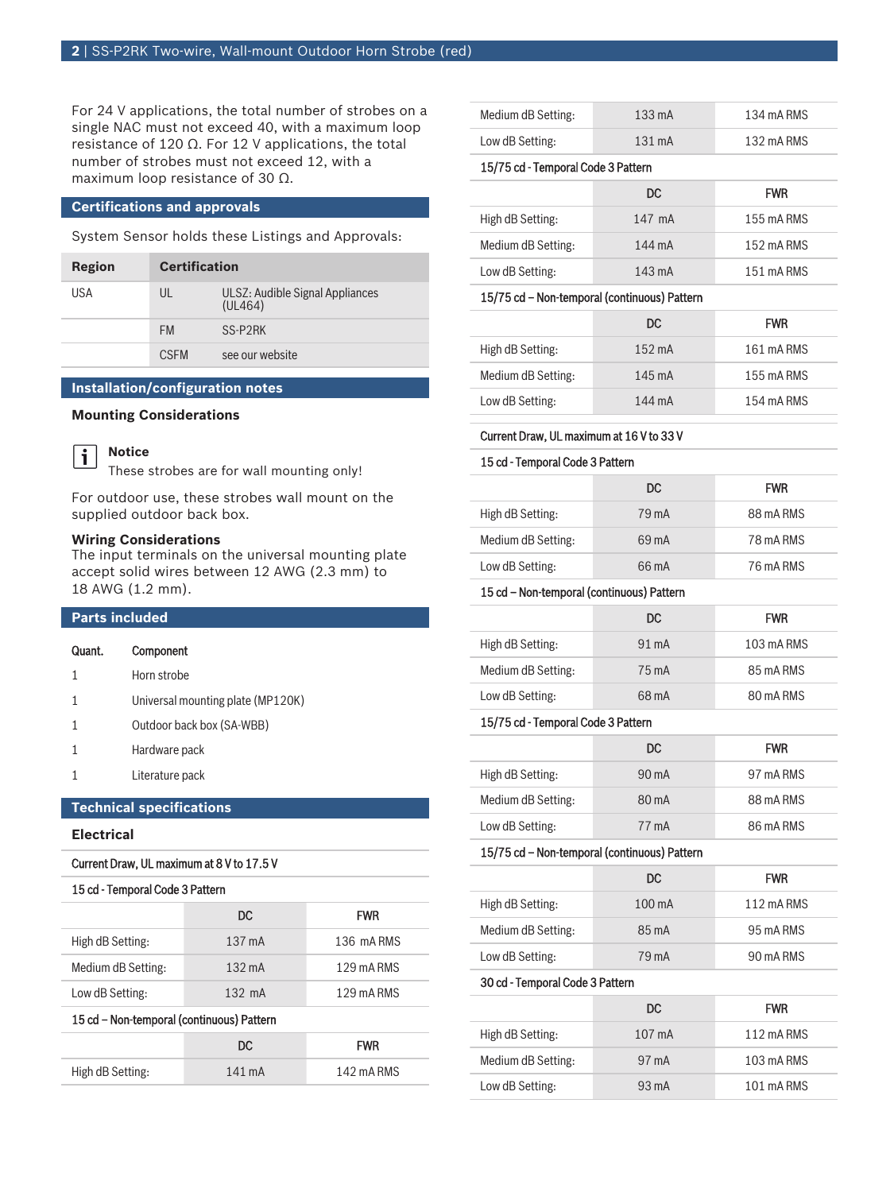For 24 V applications, the total number of strobes on a single NAC must not exceed 40, with a maximum loop resistance of 120 Ω. For 12 V applications, the total number of strobes must not exceed 12, with a maximum loop resistance of 30 Ω.

## Certifications and approvals

System Sensor holds these Listings and Approvals:

| Region | Certification | |
| --- | --- | --- |
| USA | UL | ULSZ: Audible Signal Appliances (UL464) |
| | FM | SS-P2RK |
| | CSFM | see our website |

## Installation/configuration notes

### Mounting Considerations

**Notice**
These strobes are for wall mounting only!

For outdoor use, these strobes wall mount on the supplied outdoor back box.

**Wiring Considerations**
The input terminals on the universal mounting plate accept solid wires between 12 AWG (2.3 mm) to 18 AWG (1.2 mm).

## Parts included

| Quant. | Component |
| --- | --- |
| 1 | Horn strobe |
| 1 | Universal mounting plate (MP120K) |
| 1 | Outdoor back box (SA-WBB) |
| 1 | Hardware pack |
| 1 | Literature pack |

## Technical specifications

### Electrical

**Current Draw, UL maximum at 8 V to 17.5 V**

| 15 cd - Temporal Code 3 Pattern | DC | FWR |
| --- | --- | --- |
| High dB Setting: | 137 mA | 136 mA RMS |
| Medium dB Setting: | 132 mA | 129 mA RMS |
| Low dB Setting: | 132 mA | 129 mA RMS |

| 15 cd – Non-temporal (continuous) Pattern | DC | FWR |
| --- | --- | --- |
| High dB Setting: | 141 mA | 142 mA RMS |
| Medium dB Setting: | 133 mA | 134 mA RMS |
| Low dB Setting: | 131 mA | 132 mA RMS |

| 15/75 cd - Temporal Code 3 Pattern | DC | FWR |
| --- | --- | --- |
| High dB Setting: | 147 mA | 155 mA RMS |
| Medium dB Setting: | 144 mA | 152 mA RMS |
| Low dB Setting: | 143 mA | 151 mA RMS |

| 15/75 cd – Non-temporal (continuous) Pattern | DC | FWR |
| --- | --- | --- |
| High dB Setting: | 152 mA | 161 mA RMS |
| Medium dB Setting: | 145 mA | 155 mA RMS |
| Low dB Setting: | 144 mA | 154 mA RMS |

**Current Draw, UL maximum at 16 V to 33 V**

| 15 cd - Temporal Code 3 Pattern | DC | FWR |
| --- | --- | --- |
| High dB Setting: | 79 mA | 88 mA RMS |
| Medium dB Setting: | 69 mA | 78 mA RMS |
| Low dB Setting: | 66 mA | 76 mA RMS |

| 15 cd – Non-temporal (continuous) Pattern | DC | FWR |
| --- | --- | --- |
| High dB Setting: | 91 mA | 103 mA RMS |
| Medium dB Setting: | 75 mA | 85 mA RMS |
| Low dB Setting: | 68 mA | 80 mA RMS |

| 15/75 cd - Temporal Code 3 Pattern | DC | FWR |
| --- | --- | --- |
| High dB Setting: | 90 mA | 97 mA RMS |
| Medium dB Setting: | 80 mA | 88 mA RMS |
| Low dB Setting: | 77 mA | 86 mA RMS |

| 15/75 cd – Non-temporal (continuous) Pattern | DC | FWR |
| --- | --- | --- |
| High dB Setting: | 100 mA | 112 mA RMS |
| Medium dB Setting: | 85 mA | 95 mA RMS |
| Low dB Setting: | 79 mA | 90 mA RMS |

| 30 cd - Temporal Code 3 Pattern | DC | FWR |
| --- | --- | --- |
| High dB Setting: | 107 mA | 112 mA RMS |
| Medium dB Setting: | 97 mA | 103 mA RMS |
| Low dB Setting: | 93 mA | 101 mA RMS |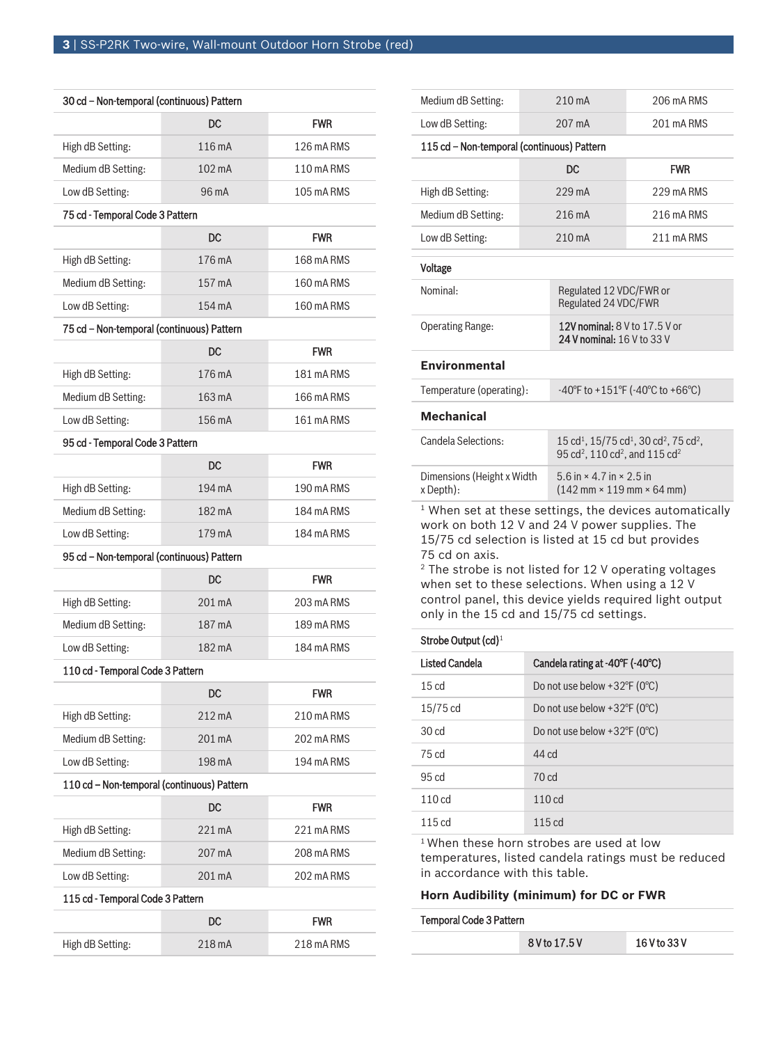| 30 cd – Non-temporal (continuous) Pattern | | |
|---|---|---|
| | DC | FWR |
| High dB Setting: | 116 mA | 126 mA RMS |
| Medium dB Setting: | 102 mA | 110 mA RMS |
| Low dB Setting: | 96 mA | 105 mA RMS |

| 75 cd - Temporal Code 3 Pattern | | |
|---|---|---|
| | DC | FWR |
| High dB Setting: | 176 mA | 168 mA RMS |
| Medium dB Setting: | 157 mA | 160 mA RMS |
| Low dB Setting: | 154 mA | 160 mA RMS |

| 75 cd – Non-temporal (continuous) Pattern | | |
|---|---|---|
| | DC | FWR |
| High dB Setting: | 176 mA | 181 mA RMS |
| Medium dB Setting: | 163 mA | 166 mA RMS |
| Low dB Setting: | 156 mA | 161 mA RMS |

| 95 cd - Temporal Code 3 Pattern | | |
|---|---|---|
| | DC | FWR |
| High dB Setting: | 194 mA | 190 mA RMS |
| Medium dB Setting: | 182 mA | 184 mA RMS |
| Low dB Setting: | 179 mA | 184 mA RMS |

| 95 cd – Non-temporal (continuous) Pattern | | |
|---|---|---|
| | DC | FWR |
| High dB Setting: | 201 mA | 203 mA RMS |
| Medium dB Setting: | 187 mA | 189 mA RMS |
| Low dB Setting: | 182 mA | 184 mA RMS |

| 110 cd - Temporal Code 3 Pattern | | |
|---|---|---|
| | DC | FWR |
| High dB Setting: | 212 mA | 210 mA RMS |
| Medium dB Setting: | 201 mA | 202 mA RMS |
| Low dB Setting: | 198 mA | 194 mA RMS |

| 110 cd – Non-temporal (continuous) Pattern | | |
|---|---|---|
| | DC | FWR |
| High dB Setting: | 221 mA | 221 mA RMS |
| Medium dB Setting: | 207 mA | 208 mA RMS |
| Low dB Setting: | 201 mA | 202 mA RMS |

| 115 cd - Temporal Code 3 Pattern | | |
|---|---|---|
| | DC | FWR |
| High dB Setting: | 218 mA | 218 mA RMS |
| Medium dB Setting: | 210 mA | 206 mA RMS |
| Low dB Setting: | 207 mA | 201 mA RMS |

| 115 cd – Non-temporal (continuous) Pattern | | |
|---|---|---|
| | DC | FWR |
| High dB Setting: | 229 mA | 229 mA RMS |
| Medium dB Setting: | 216 mA | 216 mA RMS |
| Low dB Setting: | 210 mA | 211 mA RMS |

| Voltage | |
|---|---|
| Nominal: | Regulated 12 VDC/FWR or Regulated 24 VDC/FWR |
| Operating Range: | **12V nominal:** 8 V to 17.5 V or **24 V nominal:** 16 V to 33 V |

### Environmental

| | |
|---|---|
| Temperature (operating): | -40°F to +151°F (-40°C to +66°C) |

### Mechanical

| | |
|---|---|
| Candela Selections: | 15 cd[1], 15/75 cd[1], 30 cd[2], 75 cd[2], 95 cd[2], 110 cd[2], and 115 cd[2] |
| Dimensions (Height x Width x Depth): | 5.6 in × 4.7 in × 2.5 in (142 mm × 119 mm × 64 mm) |

[1] When set at these settings, the devices automatically work on both 12 V and 24 V power supplies. The 15/75 cd selection is listed at 15 cd but provides 75 cd on axis.

[2] The strobe is not listed for 12 V operating voltages when set to these selections. When using a 12 V control panel, this device yields required light output only in the 15 cd and 15/75 cd settings.

| Strobe Output (cd)[1] | |
|---|---|
| **Listed Candela** | **Candela rating at -40°F (-40°C)** |
| 15 cd | Do not use below +32°F (0°C) |
| 15/75 cd | Do not use below +32°F (0°C) |
| 30 cd | Do not use below +32°F (0°C) |
| 75 cd | 44 cd |
| 95 cd | 70 cd |
| 110 cd | 110 cd |
| 115 cd | 115 cd |

[1] When these horn strobes are used at low temperatures, listed candela ratings must be reduced in accordance with this table.

### Horn Audibility (minimum) for DC or FWR

| Temporal Code 3 Pattern | | |
|---|---|---|
| | 8 V to 17.5 V | 16 V to 33 V |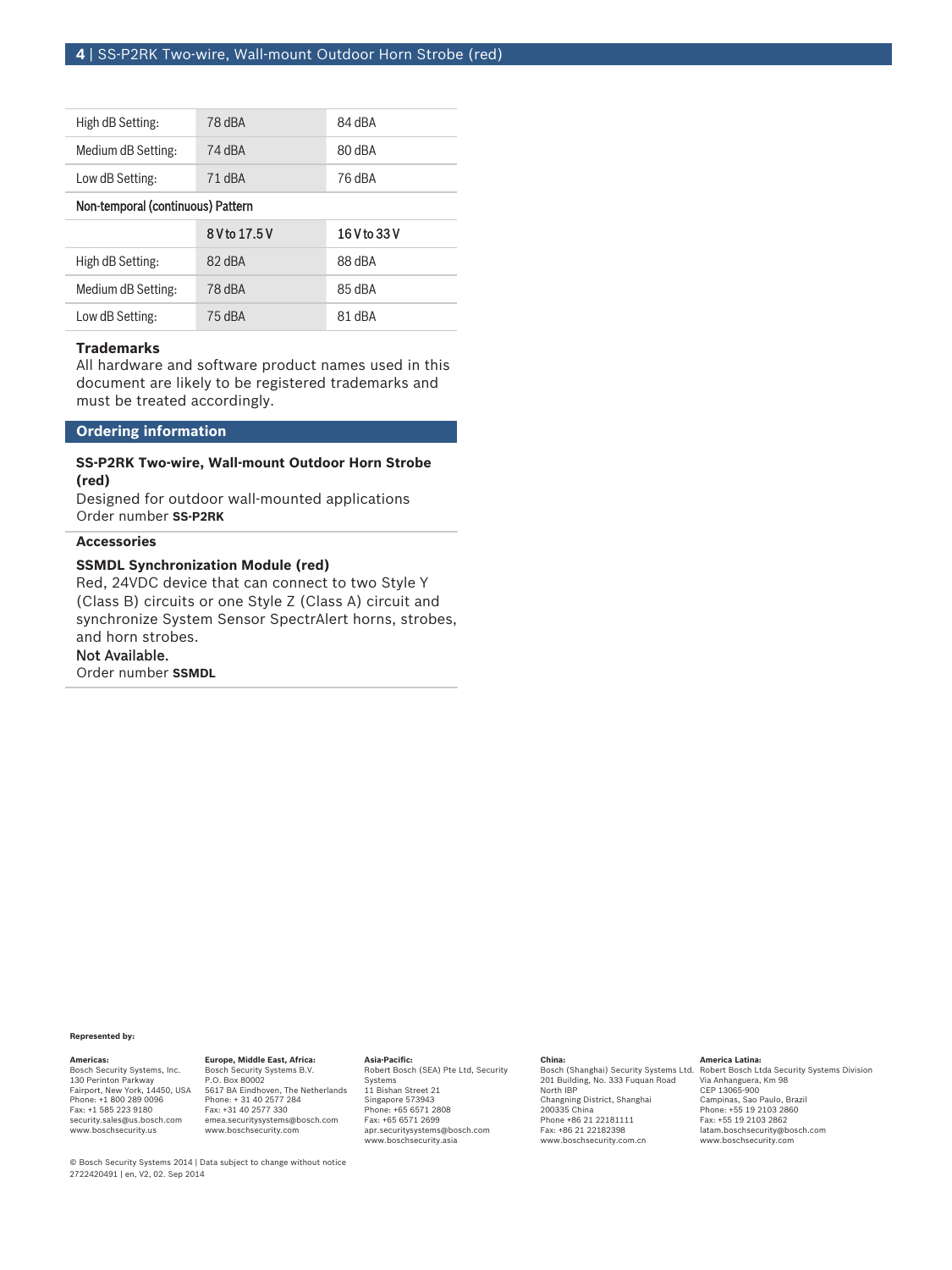| | | |
|---|---|---|
| High dB Setting: | 78 dBA | 84 dBA |
| Medium dB Setting: | 74 dBA | 80 dBA |
| Low dB Setting: | 71 dBA | 76 dBA |

**Non-temporal (continuous) Pattern**

| | 8 V to 17.5 V | 16 V to 33 V |
|---|---|---|
| High dB Setting: | 82 dBA | 88 dBA |
| Medium dB Setting: | 78 dBA | 85 dBA |
| Low dB Setting: | 75 dBA | 81 dBA |

**Trademarks**

All hardware and software product names used in this document are likely to be registered trademarks and must be treated accordingly.

## Ordering information

**SS-P2RK Two-wire, Wall-mount Outdoor Horn Strobe (red)**

Designed for outdoor wall-mounted applications

Order number **SS-P2RK**

### Accessories

**SSMDL Synchronization Module (red)**

Red, 24VDC device that can connect to two Style Y (Class B) circuits or one Style Z (Class A) circuit and synchronize System Sensor SpectrAlert horns, strobes, and horn strobes.

Not Available.

Order number **SSMDL**

**Represented by:**

**Americas:**
Bosch Security Systems, Inc.
130 Perinton Parkway
Fairport, New York, 14450, USA
Phone: +1 800 289 0096
Fax: +1 585 223 9180
security.sales@us.bosch.com
www.boschsecurity.us

**Europe, Middle East, Africa:**
Bosch Security Systems B.V.
P.O. Box 80002
5617 BA Eindhoven, The Netherlands
Phone: + 31 40 2577 284
Fax: +31 40 2577 330
emea.securitysystems@bosch.com
www.boschsecurity.com

**Asia-Pacific:**
Robert Bosch (SEA) Pte Ltd, Security Systems
11 Bishan Street 21
Singapore 573943
Phone: +65 6571 2808
Fax: +65 6571 2699
apr.securitysystems@bosch.com
www.boschsecurity.asia

**China:**
Bosch (Shanghai) Security Systems Ltd.
201 Building, No. 333 Fuquan Road
North IBP
Changning District, Shanghai
200335 China
Phone +86 21 22181111
Fax: +86 21 22182398
www.boschsecurity.com.cn

**America Latina:**
Robert Bosch Ltda Security Systems Division
Via Anhanguera, Km 98
CEP 13065-900
Campinas, Sao Paulo, Brazil
Phone: +55 19 2103 2860
Fax: +55 19 2103 2862
latam.boschsecurity@bosch.com
www.boschsecurity.com

© Bosch Security Systems 2014 | Data subject to change without notice
2722420491 | en, V2, 02. Sep 2014